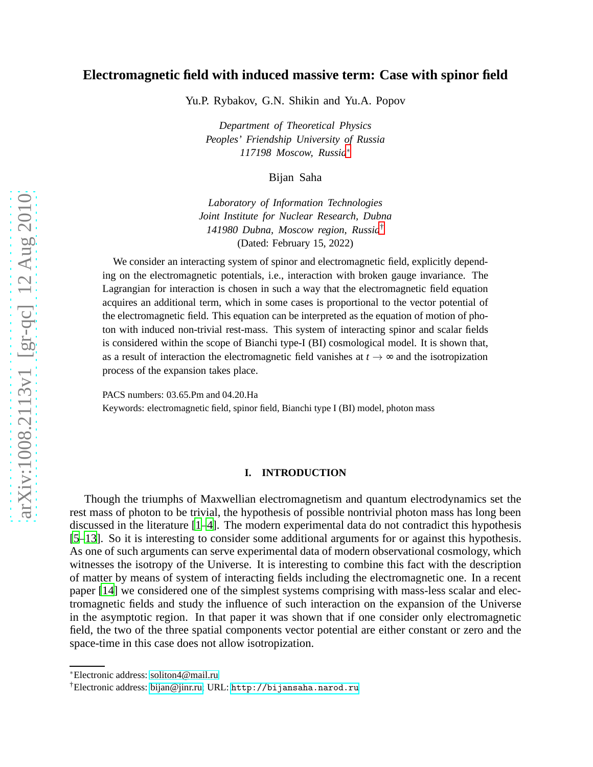# Electromagnetic field with induced massive term: Case with spinor field

Yu.P. Rybakov, G.N. Shikin and Yu.A. Popov

*Department of Theoretical Physics*
*Peoples' Friendship University of Russia*
*117198 Moscow, Russia*[*]

Bijan Saha

*Laboratory of Information Technologies*
*Joint Institute for Nuclear Research, Dubna*
*141980 Dubna, Moscow region, Russia*[†]
(Dated: February 15, 2022)

We consider an interacting system of spinor and electromagnetic field, explicitly depending on the electromagnetic potentials, i.e., interaction with broken gauge invariance. The Lagrangian for interaction is chosen in such a way that the electromagnetic field equation acquires an additional term, which in some cases is proportional to the vector potential of the electromagnetic field. This equation can be interpreted as the equation of motion of photon with induced non-trivial rest-mass. This system of interacting spinor and scalar fields is considered within the scope of Bianchi type-I (BI) cosmological model. It is shown that, as a result of interaction the electromagnetic field vanishes at $t \to \infty$ and the isotropization process of the expansion takes place.

PACS numbers: 03.65.Pm and 04.20.Ha
Keywords: electromagnetic field, spinor field, Bianchi type I (BI) model, photon mass

## I. INTRODUCTION

Though the triumphs of Maxwellian electromagnetism and quantum electrodynamics set the rest mass of photon to be trivial, the hypothesis of possible nontrivial photon mass has long been discussed in the literature [1–4]. The modern experimental data do not contradict this hypothesis [5–13]. So it is interesting to consider some additional arguments for or against this hypothesis. As one of such arguments can serve experimental data of modern observational cosmology, which witnesses the isotropy of the Universe. It is interesting to combine this fact with the description of matter by means of system of interacting fields including the electromagnetic one. In a recent paper [14] we considered one of the simplest systems comprising with mass-less scalar and electromagnetic fields and study the influence of such interaction on the expansion of the Universe in the asymptotic region. In that paper it was shown that if one consider only electromagnetic field, the two of the three spatial components vector potential are either constant or zero and the space-time in this case does not allow isotropization.

---

*Electronic address: soliton4@mail.ru

†Electronic address: bijan@jinr.ru; URL: http://bijansaha.narod.ru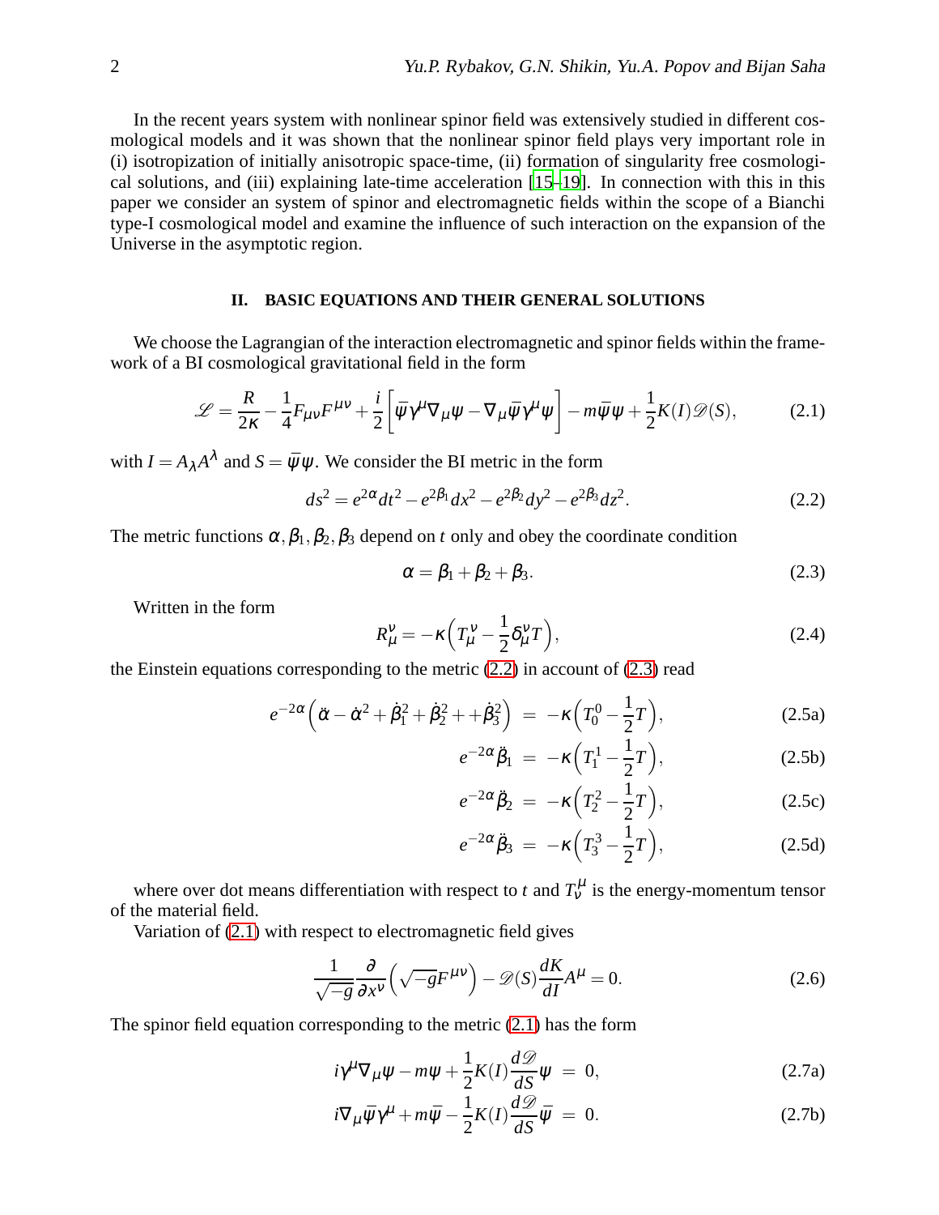In the recent years system with nonlinear spinor field was extensively studied in different cosmological models and it was shown that the nonlinear spinor field plays very important role in (i) isotropization of initially anisotropic space-time, (ii) formation of singularity free cosmological solutions, and (iii) explaining late-time acceleration [15–19]. In connection with this in this paper we consider an system of spinor and electromagnetic fields within the scope of a Bianchi type-I cosmological model and examine the influence of such interaction on the expansion of the Universe in the asymptotic region.

## II. BASIC EQUATIONS AND THEIR GENERAL SOLUTIONS

We choose the Lagrangian of the interaction electromagnetic and spinor fields within the framework of a BI cosmological gravitational field in the form

$$\mathscr{L} = \frac{R}{2\kappa} - \frac{1}{4}F_{\mu\nu}F^{\mu\nu} + \frac{i}{2}\left[\bar\psi\gamma^\mu\nabla_\mu\psi - \nabla_\mu\bar\psi\gamma^\mu\psi\right] - m\bar\psi\psi + \frac{1}{2}K(I)\mathscr{D}(S), \tag{2.1}$$

with $I = A_\lambda A^\lambda$ and $S = \bar\psi\psi$. We consider the BI metric in the form

$$ds^2 = e^{2\alpha}dt^2 - e^{2\beta_1}dx^2 - e^{2\beta_2}dy^2 - e^{2\beta_3}dz^2. \tag{2.2}$$

The metric functions $\alpha, \beta_1, \beta_2, \beta_3$ depend on $t$ only and obey the coordinate condition

$$\alpha = \beta_1 + \beta_2 + \beta_3. \tag{2.3}$$

Written in the form

$$R_\mu^\nu = -\kappa\Big(T_\mu^\nu - \frac{1}{2}\delta_\mu^\nu T\Big), \tag{2.4}$$

the Einstein equations corresponding to the metric (2.2) in account of (2.3) read

$$e^{-2\alpha}\Big(\ddot\alpha - \dot\alpha^2 + \dot\beta_1^2 + \dot\beta_2^2 + +\dot\beta_3^2\Big) = -\kappa\Big(T_0^0 - \frac{1}{2}T\Big), \tag{2.5a}$$

$$e^{-2\alpha}\ddot\beta_1 = -\kappa\Big(T_1^1 - \frac{1}{2}T\Big), \tag{2.5b}$$

$$e^{-2\alpha}\ddot\beta_2 = -\kappa\Big(T_2^2 - \frac{1}{2}T\Big), \tag{2.5c}$$

$$e^{-2\alpha}\ddot\beta_3 = -\kappa\Big(T_3^3 - \frac{1}{2}T\Big), \tag{2.5d}$$

where over dot means differentiation with respect to $t$ and $T_\nu^\mu$ is the energy-momentum tensor of the material field.

Variation of (2.1) with respect to electromagnetic field gives

$$\frac{1}{\sqrt{-g}}\frac{\partial}{\partial x^\nu}\Big(\sqrt{-g}F^{\mu\nu}\Big) - \mathscr{D}(S)\frac{dK}{dI}A^\mu = 0. \tag{2.6}$$

The spinor field equation corresponding to the metric (2.1) has the form

$$i\gamma^\mu\nabla_\mu\psi - m\psi + \frac{1}{2}K(I)\frac{d\mathscr{D}}{dS}\psi = 0, \tag{2.7a}$$

$$i\nabla_\mu\bar\psi\gamma^\mu + m\bar\psi - \frac{1}{2}K(I)\frac{d\mathscr{D}}{dS}\bar\psi = 0. \tag{2.7b}$$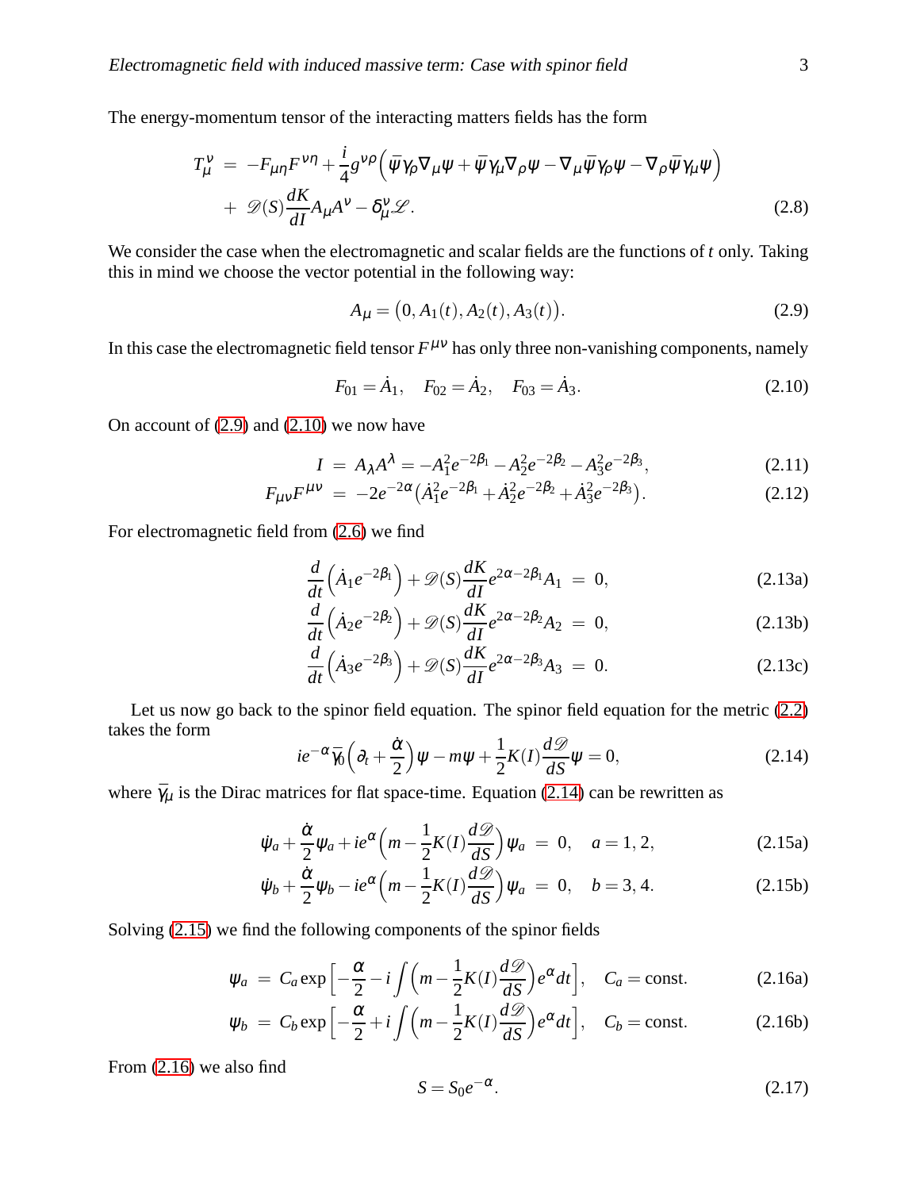The energy-momentum tensor of the interacting matters fields has the form

$$
\begin{aligned}
T_{\mu}^{\nu} \;&=\; -F_{\mu\eta}F^{\nu\eta} + \frac{i}{4} g^{\nu\rho}\Big(\bar{\psi}\gamma_{\rho}\nabla_{\mu}\psi + \bar{\psi}\gamma_{\mu}\nabla_{\rho}\psi - \nabla_{\mu}\bar{\psi}\gamma_{\rho}\psi - \nabla_{\rho}\bar{\psi}\gamma_{\mu}\psi\Big) \\
&+\; \mathscr{D}(S)\frac{dK}{dI}A_{\mu}A^{\nu} - \delta_{\mu}^{\nu}\mathscr{L}.
\end{aligned}
\tag{2.8}
$$

We consider the case when the electromagnetic and scalar fields are the functions of $t$ only. Taking this in mind we choose the vector potential in the following way:

$$
A_{\mu} = \big(0, A_1(t), A_2(t), A_3(t)\big). \tag{2.9}
$$

In this case the electromagnetic field tensor $F^{\mu\nu}$ has only three non-vanishing components, namely

$$
F_{01} = \dot{A}_1, \quad F_{02} = \dot{A}_2, \quad F_{03} = \dot{A}_3. \tag{2.10}
$$

On account of (2.9) and (2.10) we now have

$$
I \;=\; A_{\lambda}A^{\lambda} = -A_1^2 e^{-2\beta_1} - A_2^2 e^{-2\beta_2} - A_3^2 e^{-2\beta_3}, \tag{2.11}
$$

$$
F_{\mu\nu}F^{\mu\nu} \;=\; -2e^{-2\alpha}\big(\dot{A}_1^2 e^{-2\beta_1} + \dot{A}_2^2 e^{-2\beta_2} + \dot{A}_3^2 e^{-2\beta_3}\big). \tag{2.12}
$$

For electromagnetic field from (2.6) we find

$$
\frac{d}{dt}\Big(\dot{A}_1 e^{-2\beta_1}\Big) + \mathscr{D}(S)\frac{dK}{dI}e^{2\alpha-2\beta_1}A_1 \;=\; 0, \tag{2.13a}
$$

$$
\frac{d}{dt}\Big(\dot{A}_2 e^{-2\beta_2}\Big) + \mathscr{D}(S)\frac{dK}{dI}e^{2\alpha-2\beta_2}A_2 \;=\; 0, \tag{2.13b}
$$

$$
\frac{d}{dt}\Big(\dot{A}_3 e^{-2\beta_3}\Big) + \mathscr{D}(S)\frac{dK}{dI}e^{2\alpha-2\beta_3}A_3 \;=\; 0. \tag{2.13c}
$$

Let us now go back to the spinor field equation. The spinor field equation for the metric (2.2) takes the form

$$
ie^{-\alpha}\bar{\gamma}_0\Big(\partial_t + \frac{\dot{\alpha}}{2}\Big)\psi - m\psi + \frac{1}{2}K(I)\frac{d\mathscr{D}}{dS}\psi = 0, \tag{2.14}
$$

where $\bar{\gamma}_{\mu}$ is the Dirac matrices for flat space-time. Equation (2.14) can be rewritten as

$$
\dot{\psi}_a + \frac{\dot{\alpha}}{2}\psi_a + ie^{\alpha}\Big(m - \frac{1}{2}K(I)\frac{d\mathscr{D}}{dS}\Big)\psi_a \;=\; 0, \quad a = 1, 2, \tag{2.15a}
$$

$$
\dot{\psi}_b + \frac{\dot{\alpha}}{2}\psi_b - ie^{\alpha}\Big(m - \frac{1}{2}K(I)\frac{d\mathscr{D}}{dS}\Big)\psi_a \;=\; 0, \quad b = 3, 4. \tag{2.15b}
$$

Solving (2.15) we find the following components of the spinor fields

$$
\psi_a \;=\; C_a \exp\Big[-\frac{\alpha}{2} - i\int\Big(m - \frac{1}{2}K(I)\frac{d\mathscr{D}}{dS}\Big)e^{\alpha}dt\Big], \quad C_a = \text{const.} \tag{2.16a}
$$

$$
\psi_b \;=\; C_b \exp\Big[-\frac{\alpha}{2} + i\int\Big(m - \frac{1}{2}K(I)\frac{d\mathscr{D}}{dS}\Big)e^{\alpha}dt\Big], \quad C_b = \text{const.} \tag{2.16b}
$$

From (2.16) we also find

$$
S = S_0 e^{-\alpha}. \tag{2.17}
$$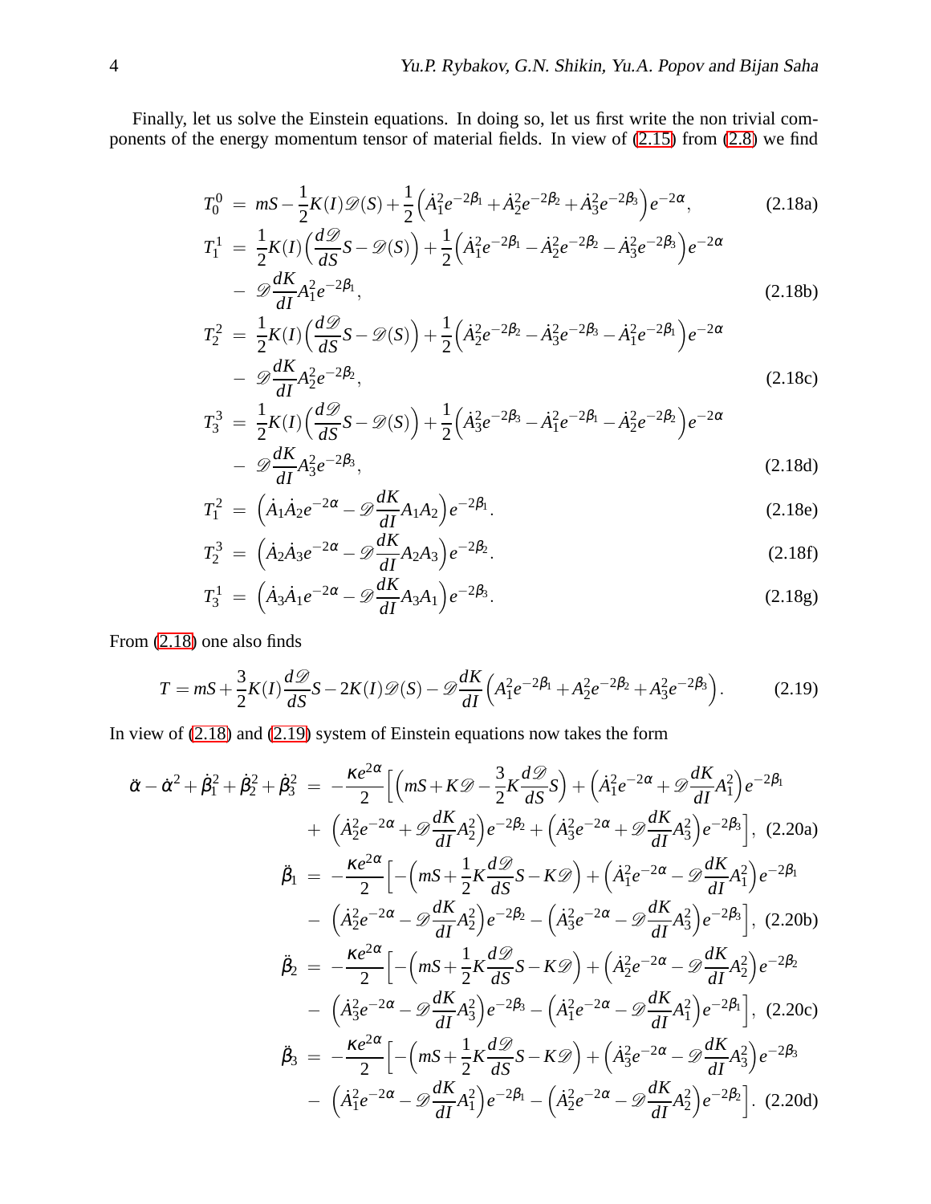Finally, let us solve the Einstein equations. In doing so, let us first write the non trivial components of the energy momentum tensor of material fields. In view of (2.15) from (2.8) we find

$$
\begin{aligned}
T_0^0 &= mS - \frac{1}{2}K(I)\mathscr{D}(S) + \frac{1}{2}\Bigl(\dot{A}_1^2 e^{-2\beta_1} + \dot{A}_2^2 e^{-2\beta_2} + \dot{A}_3^2 e^{-2\beta_3}\Bigr)e^{-2\alpha}, &\quad (2.18a)\\
T_1^1 &= \frac{1}{2}K(I)\Bigl(\frac{d\mathscr{D}}{dS}S - \mathscr{D}(S)\Bigr) + \frac{1}{2}\Bigl(\dot{A}_1^2 e^{-2\beta_1} - \dot{A}_2^2 e^{-2\beta_2} - \dot{A}_3^2 e^{-2\beta_3}\Bigr)e^{-2\alpha}\\
&- \mathscr{D}\frac{dK}{dI}A_1^2 e^{-2\beta_1}, &\quad (2.18b)\\
T_2^2 &= \frac{1}{2}K(I)\Bigl(\frac{d\mathscr{D}}{dS}S - \mathscr{D}(S)\Bigr) + \frac{1}{2}\Bigl(\dot{A}_2^2 e^{-2\beta_2} - \dot{A}_3^2 e^{-2\beta_3} - \dot{A}_1^2 e^{-2\beta_1}\Bigr)e^{-2\alpha}\\
&- \mathscr{D}\frac{dK}{dI}A_2^2 e^{-2\beta_2}, &\quad (2.18c)\\
T_3^3 &= \frac{1}{2}K(I)\Bigl(\frac{d\mathscr{D}}{dS}S - \mathscr{D}(S)\Bigr) + \frac{1}{2}\Bigl(\dot{A}_3^2 e^{-2\beta_3} - \dot{A}_1^2 e^{-2\beta_1} - \dot{A}_2^2 e^{-2\beta_2}\Bigr)e^{-2\alpha}\\
&- \mathscr{D}\frac{dK}{dI}A_3^2 e^{-2\beta_3}, &\quad (2.18d)\\
T_1^2 &= \Bigl(\dot{A}_1\dot{A}_2 e^{-2\alpha} - \mathscr{D}\frac{dK}{dI}A_1 A_2\Bigr)e^{-2\beta_1}. &\quad (2.18e)\\
T_2^3 &= \Bigl(\dot{A}_2\dot{A}_3 e^{-2\alpha} - \mathscr{D}\frac{dK}{dI}A_2 A_3\Bigr)e^{-2\beta_2}. &\quad (2.18f)\\
T_3^1 &= \Bigl(\dot{A}_3\dot{A}_1 e^{-2\alpha} - \mathscr{D}\frac{dK}{dI}A_3 A_1\Bigr)e^{-2\beta_3}. &\quad (2.18g)
\end{aligned}
$$

From (2.18) one also finds

$$
T = mS + \frac{3}{2}K(I)\frac{d\mathscr{D}}{dS}S - 2K(I)\mathscr{D}(S) - \mathscr{D}\frac{dK}{dI}\Bigl(A_1^2 e^{-2\beta_1} + A_2^2 e^{-2\beta_2} + A_3^2 e^{-2\beta_3}\Bigr). \quad (2.19)
$$

In view of (2.18) and (2.19) system of Einstein equations now takes the form

$$
\begin{aligned}
\ddot{\alpha} - \dot{\alpha}^2 + \dot{\beta}_1^2 + \dot{\beta}_2^2 + \dot{\beta}_3^2 &= -\frac{\kappa e^{2\alpha}}{2}\Bigl[\Bigl(mS + K\mathscr{D} - \frac{3}{2}K\frac{d\mathscr{D}}{dS}S\Bigr) + \Bigl(\dot{A}_1^2 e^{-2\alpha} + \mathscr{D}\frac{dK}{dI}A_1^2\Bigr)e^{-2\beta_1}\\
&+ \Bigl(\dot{A}_2^2 e^{-2\alpha} + \mathscr{D}\frac{dK}{dI}A_2^2\Bigr)e^{-2\beta_2} + \Bigl(\dot{A}_3^2 e^{-2\alpha} + \mathscr{D}\frac{dK}{dI}A_3^2\Bigr)e^{-2\beta_3}\Bigr], \quad (2.20a)\\
\ddot{\beta}_1 &= -\frac{\kappa e^{2\alpha}}{2}\Bigl[-\Bigl(mS + \frac{1}{2}K\frac{d\mathscr{D}}{dS}S - K\mathscr{D}\Bigr) + \Bigl(\dot{A}_1^2 e^{-2\alpha} - \mathscr{D}\frac{dK}{dI}A_1^2\Bigr)e^{-2\beta_1}\\
&- \Bigl(\dot{A}_2^2 e^{-2\alpha} - \mathscr{D}\frac{dK}{dI}A_2^2\Bigr)e^{-2\beta_2} - \Bigl(\dot{A}_3^2 e^{-2\alpha} - \mathscr{D}\frac{dK}{dI}A_3^2\Bigr)e^{-2\beta_3}\Bigr], \quad (2.20b)\\
\ddot{\beta}_2 &= -\frac{\kappa e^{2\alpha}}{2}\Bigl[-\Bigl(mS + \frac{1}{2}K\frac{d\mathscr{D}}{dS}S - K\mathscr{D}\Bigr) + \Bigl(\dot{A}_2^2 e^{-2\alpha} - \mathscr{D}\frac{dK}{dI}A_2^2\Bigr)e^{-2\beta_2}\\
&- \Bigl(\dot{A}_3^2 e^{-2\alpha} - \mathscr{D}\frac{dK}{dI}A_3^2\Bigr)e^{-2\beta_3} - \Bigl(\dot{A}_1^2 e^{-2\alpha} - \mathscr{D}\frac{dK}{dI}A_1^2\Bigr)e^{-2\beta_1}\Bigr], \quad (2.20c)\\
\ddot{\beta}_3 &= -\frac{\kappa e^{2\alpha}}{2}\Bigl[-\Bigl(mS + \frac{1}{2}K\frac{d\mathscr{D}}{dS}S - K\mathscr{D}\Bigr) + \Bigl(\dot{A}_3^2 e^{-2\alpha} - \mathscr{D}\frac{dK}{dI}A_3^2\Bigr)e^{-2\beta_3}\\
&- \Bigl(\dot{A}_1^2 e^{-2\alpha} - \mathscr{D}\frac{dK}{dI}A_1^2\Bigr)e^{-2\beta_1} - \Bigl(\dot{A}_2^2 e^{-2\alpha} - \mathscr{D}\frac{dK}{dI}A_2^2\Bigr)e^{-2\beta_2}\Bigr]. \quad (2.20d)
\end{aligned}
$$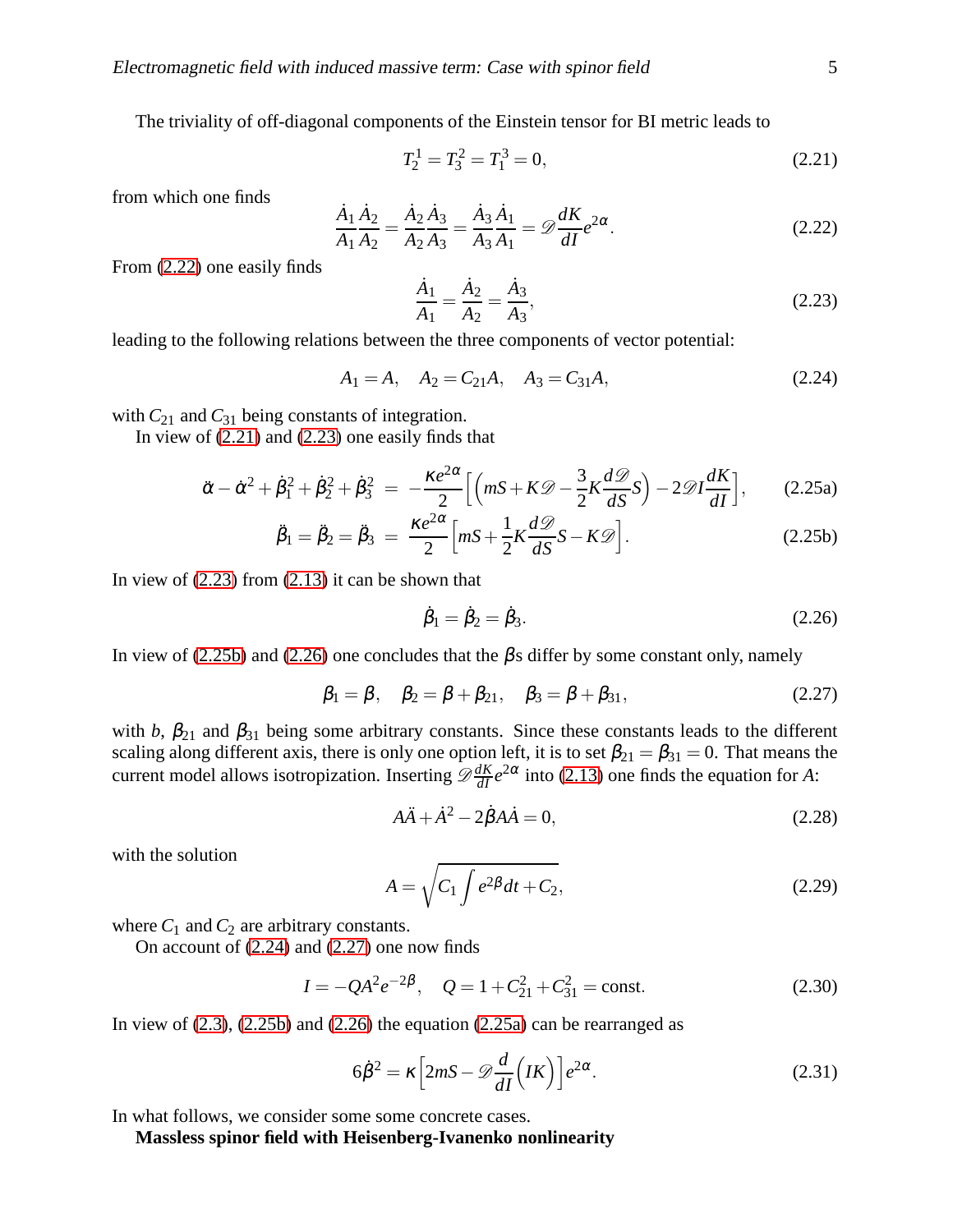The triviality of off-diagonal components of the Einstein tensor for BI metric leads to

$$T_2^1 = T_3^2 = T_1^3 = 0, \tag{2.21}$$

from which one finds

$$\frac{\dot{A}_1}{A_1}\frac{\dot{A}_2}{A_2} = \frac{\dot{A}_2}{A_2}\frac{\dot{A}_3}{A_3} = \frac{\dot{A}_3}{A_3}\frac{\dot{A}_1}{A_1} = \mathscr{D}\frac{dK}{dI}e^{2\alpha}. \tag{2.22}$$

From (2.22) one easily finds

$$\frac{\dot{A}_1}{A_1} = \frac{\dot{A}_2}{A_2} = \frac{\dot{A}_3}{A_3}, \tag{2.23}$$

leading to the following relations between the three components of vector potential:

$$A_1 = A, \quad A_2 = C_{21}A, \quad A_3 = C_{31}A, \tag{2.24}$$

with $C_{21}$ and $C_{31}$ being constants of integration.

In view of (2.21) and (2.23) one easily finds that

$$\ddot{\alpha} - \dot{\alpha}^2 + \dot{\beta}_1^2 + \dot{\beta}_2^2 + \dot{\beta}_3^2 = -\frac{\kappa e^{2\alpha}}{2}\Big[\Big(mS + K\mathscr{D} - \frac{3}{2}K\frac{d\mathscr{D}}{dS}S\Big) - 2\mathscr{D}I\frac{dK}{dI}\Big], \tag{2.25a}$$

$$\ddot{\beta}_1 = \ddot{\beta}_2 = \ddot{\beta}_3 = \frac{\kappa e^{2\alpha}}{2}\Big[mS + \frac{1}{2}K\frac{d\mathscr{D}}{dS}S - K\mathscr{D}\Big]. \tag{2.25b}$$

In view of (2.23) from (2.13) it can be shown that

$$\dot{\beta}_1 = \dot{\beta}_2 = \dot{\beta}_3. \tag{2.26}$$

In view of (2.25b) and (2.26) one concludes that the $\beta$s differ by some constant only, namely

$$\beta_1 = \beta, \quad \beta_2 = \beta + \beta_{21}, \quad \beta_3 = \beta + \beta_{31}, \tag{2.27}$$

with $b$, $\beta_{21}$ and $\beta_{31}$ being some arbitrary constants. Since these constants leads to the different scaling along different axis, there is only one option left, it is to set $\beta_{21} = \beta_{31} = 0$. That means the current model allows isotropization. Inserting $\mathscr{D}\frac{dK}{dI}e^{2\alpha}$ into (2.13) one finds the equation for $A$:

$$A\ddot{A} + \dot{A}^2 - 2\dot{\beta}A\dot{A} = 0, \tag{2.28}$$

with the solution

$$A = \sqrt{C_1\int e^{2\beta}dt + C_2}, \tag{2.29}$$

where $C_1$ and $C_2$ are arbitrary constants.

On account of (2.24) and (2.27) one now finds

$$I = -QA^2e^{-2\beta}, \quad Q = 1 + C_{21}^2 + C_{31}^2 = \text{const}. \tag{2.30}$$

In view of (2.3), (2.25b) and (2.26) the equation (2.25a) can be rearranged as

$$6\dot{\beta}^2 = \kappa\Big[2mS - \mathscr{D}\frac{d}{dI}\Big(IK\Big)\Big]e^{2\alpha}. \tag{2.31}$$

In what follows, we consider some some concrete cases.

**Massless spinor field with Heisenberg-Ivanenko nonlinearity**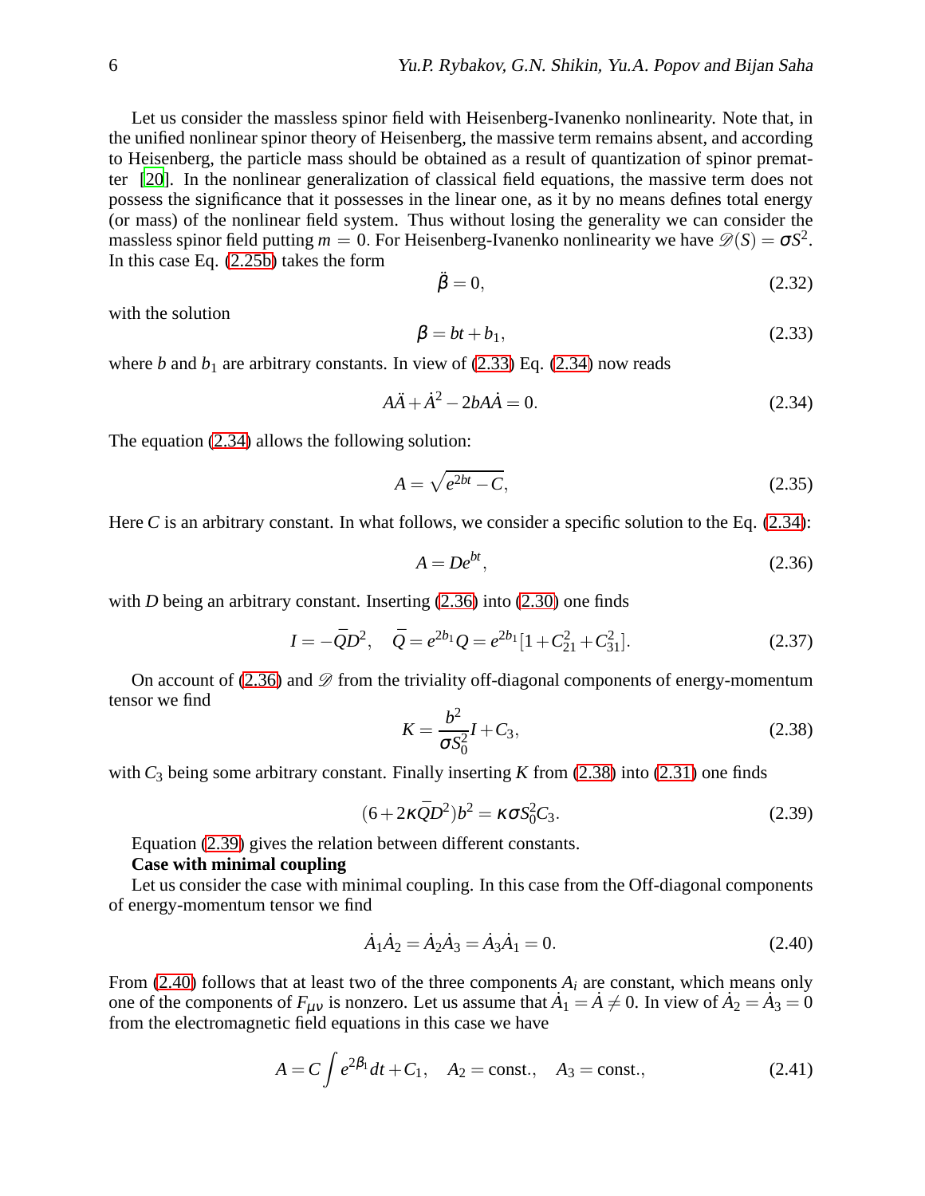Let us consider the massless spinor field with Heisenberg-Ivanenko nonlinearity. Note that, in the unified nonlinear spinor theory of Heisenberg, the massive term remains absent, and according to Heisenberg, the particle mass should be obtained as a result of quantization of spinor prematter [20]. In the nonlinear generalization of classical field equations, the massive term does not possess the significance that it possesses in the linear one, as it by no means defines total energy (or mass) of the nonlinear field system. Thus without losing the generality we can consider the massless spinor field putting $m = 0$. For Heisenberg-Ivanenko nonlinearity we have $\mathscr{D}(S) = \sigma S^2$. In this case Eq. (2.25b) takes the form

$$\ddot{\beta} = 0, \tag{2.32}$$

with the solution

$$\beta = bt + b_1, \tag{2.33}$$

where $b$ and $b_1$ are arbitrary constants. In view of (2.33) Eq. (2.34) now reads

$$A\ddot{A} + \dot{A}^2 - 2bA\dot{A} = 0. \tag{2.34}$$

The equation (2.34) allows the following solution:

$$A = \sqrt{e^{2bt} - C}, \tag{2.35}$$

Here $C$ is an arbitrary constant. In what follows, we consider a specific solution to the Eq. (2.34):

$$A = De^{bt}, \tag{2.36}$$

with $D$ being an arbitrary constant. Inserting (2.36) into (2.30) one finds

$$I = -\bar{Q}D^2, \quad \bar{Q} = e^{2b_1}Q = e^{2b_1}[1 + C_{21}^2 + C_{31}^2]. \tag{2.37}$$

On account of (2.36) and $\mathscr{D}$ from the triviality off-diagonal components of energy-momentum tensor we find

$$K = \frac{b^2}{\sigma S_0^2} I + C_3, \tag{2.38}$$

with $C_3$ being some arbitrary constant. Finally inserting $K$ from (2.38) into (2.31) one finds

$$(6 + 2\kappa\bar{Q}D^2)b^2 = \kappa\sigma S_0^2 C_3. \tag{2.39}$$

Equation (2.39) gives the relation between different constants.

**Case with minimal coupling**

Let us consider the case with minimal coupling. In this case from the Off-diagonal components of energy-momentum tensor we find

$$\dot{A}_1\dot{A}_2 = \dot{A}_2\dot{A}_3 = \dot{A}_3\dot{A}_1 = 0. \tag{2.40}$$

From (2.40) follows that at least two of the three components $A_i$ are constant, which means only one of the components of $F_{\mu\nu}$ is nonzero. Let us assume that $\dot{A}_1 = \dot{A} \neq 0$. In view of $\dot{A}_2 = \dot{A}_3 = 0$ from the electromagnetic field equations in this case we have

$$A = C\int e^{2\beta_1}dt + C_1, \quad A_2 = \text{const.}, \quad A_3 = \text{const.}, \tag{2.41}$$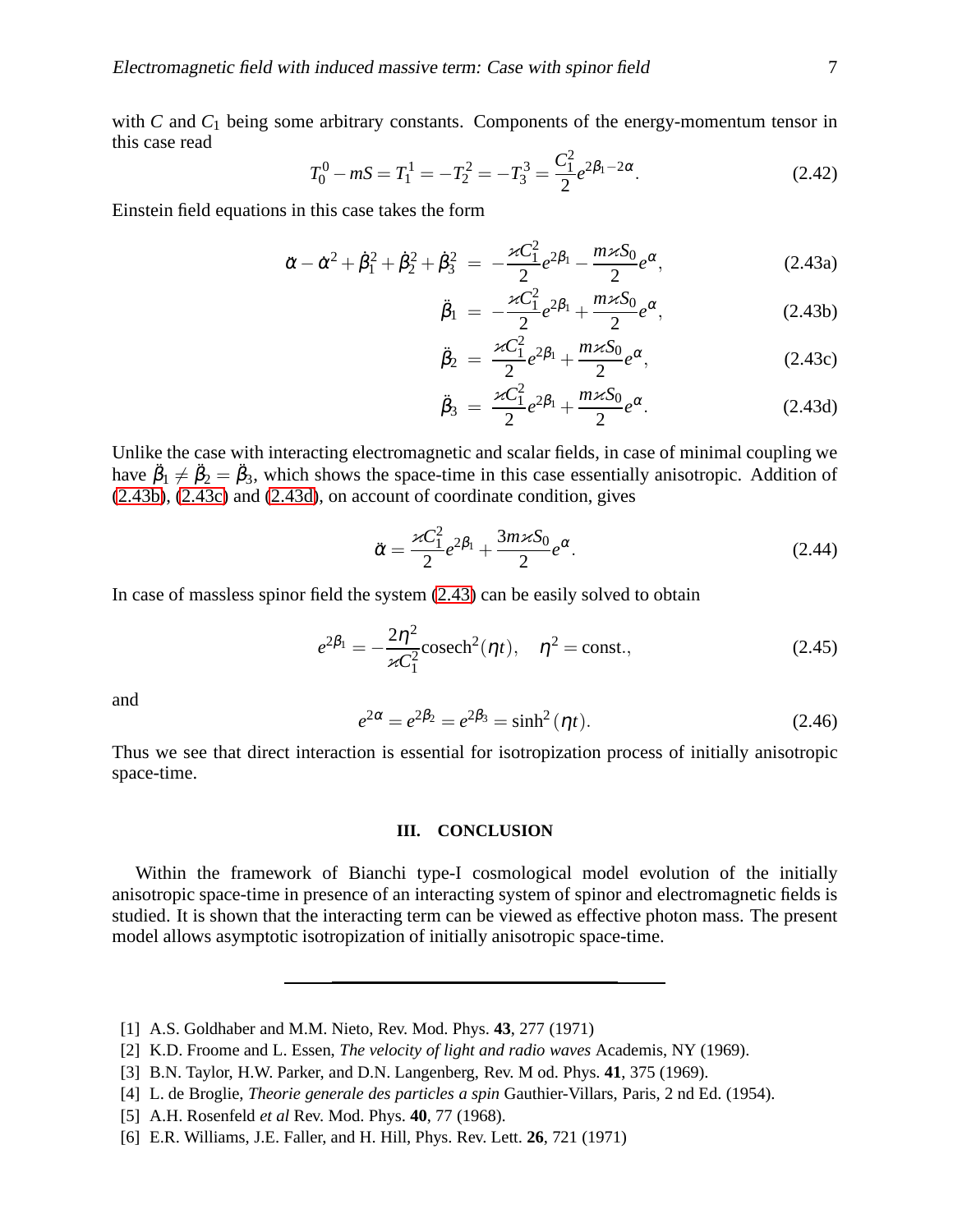with $C$ and $C_1$ being some arbitrary constants. Components of the energy-momentum tensor in this case read

$$T_0^0 - mS = T_1^1 = -T_2^2 = -T_3^3 = \frac{C_1^2}{2} e^{2\beta_1 - 2\alpha}. \tag{2.42}$$

Einstein field equations in this case takes the form

$$\ddot{\alpha} - \dot{\alpha}^2 + \dot{\beta}_1^2 + \dot{\beta}_2^2 + \dot{\beta}_3^2 = -\frac{\varkappa C_1^2}{2} e^{2\beta_1} - \frac{m\varkappa S_0}{2} e^{\alpha}, \tag{2.43a}$$

$$\ddot{\beta}_1 = -\frac{\varkappa C_1^2}{2} e^{2\beta_1} + \frac{m\varkappa S_0}{2} e^{\alpha}, \tag{2.43b}$$

$$\ddot{\beta}_2 = \frac{\varkappa C_1^2}{2} e^{2\beta_1} + \frac{m\varkappa S_0}{2} e^{\alpha}, \tag{2.43c}$$

$$\ddot{\beta}_3 = \frac{\varkappa C_1^2}{2} e^{2\beta_1} + \frac{m\varkappa S_0}{2} e^{\alpha}. \tag{2.43d}$$

Unlike the case with interacting electromagnetic and scalar fields, in case of minimal coupling we have $\ddot{\beta}_1 \neq \ddot{\beta}_2 = \ddot{\beta}_3$, which shows the space-time in this case essentially anisotropic. Addition of (2.43b), (2.43c) and (2.43d), on account of coordinate condition, gives

$$\ddot{\alpha} = \frac{\varkappa C_1^2}{2} e^{2\beta_1} + \frac{3m\varkappa S_0}{2} e^{\alpha}. \tag{2.44}$$

In case of massless spinor field the system (2.43) can be easily solved to obtain

$$e^{2\beta_1} = -\frac{2\eta^2}{\varkappa C_1^2} \mathrm{cosech}^2(\eta t), \quad \eta^2 = \mathrm{const.}, \tag{2.45}$$

and

$$e^{2\alpha} = e^{2\beta_2} = e^{2\beta_3} = \sinh^2(\eta t). \tag{2.46}$$

Thus we see that direct interaction is essential for isotropization process of initially anisotropic space-time.

## III. CONCLUSION

Within the framework of Bianchi type-I cosmological model evolution of the initially anisotropic space-time in presence of an interacting system of spinor and electromagnetic fields is studied. It is shown that the interacting term can be viewed as effective photon mass. The present model allows asymptotic isotropization of initially anisotropic space-time.

---

[1] A.S. Goldhaber and M.M. Nieto, Rev. Mod. Phys. **43**, 277 (1971)

[2] K.D. Froome and L. Essen, *The velocity of light and radio waves* Academis, NY (1969).

[3] B.N. Taylor, H.W. Parker, and D.N. Langenberg, Rev. M od. Phys. **41**, 375 (1969).

[4] L. de Broglie, *Theorie generale des particles a spin* Gauthier-Villars, Paris, 2 nd Ed. (1954).

[5] A.H. Rosenfeld *et al* Rev. Mod. Phys. **40**, 77 (1968).

[6] E.R. Williams, J.E. Faller, and H. Hill, Phys. Rev. Lett. **26**, 721 (1971)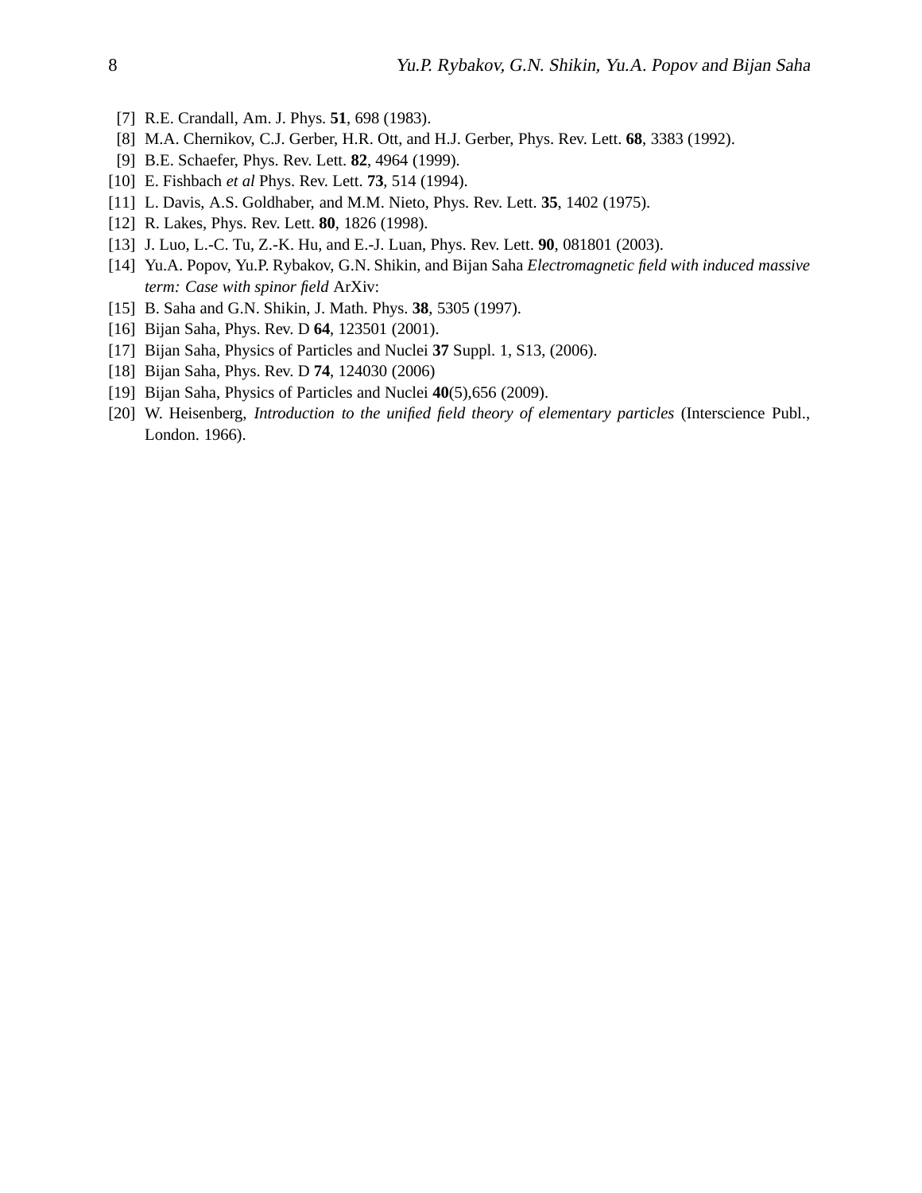[7] R.E. Crandall, Am. J. Phys. **51**, 698 (1983).

[8] M.A. Chernikov, C.J. Gerber, H.R. Ott, and H.J. Gerber, Phys. Rev. Lett. **68**, 3383 (1992).

[9] B.E. Schaefer, Phys. Rev. Lett. **82**, 4964 (1999).

[10] E. Fishbach *et al* Phys. Rev. Lett. **73**, 514 (1994).

[11] L. Davis, A.S. Goldhaber, and M.M. Nieto, Phys. Rev. Lett. **35**, 1402 (1975).

[12] R. Lakes, Phys. Rev. Lett. **80**, 1826 (1998).

[13] J. Luo, L.-C. Tu, Z.-K. Hu, and E.-J. Luan, Phys. Rev. Lett. **90**, 081801 (2003).

[14] Yu.A. Popov, Yu.P. Rybakov, G.N. Shikin, and Bijan Saha *Electromagnetic field with induced massive term: Case with spinor field* ArXiv:

[15] B. Saha and G.N. Shikin, J. Math. Phys. **38**, 5305 (1997).

[16] Bijan Saha, Phys. Rev. D **64**, 123501 (2001).

[17] Bijan Saha, Physics of Particles and Nuclei **37** Suppl. 1, S13, (2006).

[18] Bijan Saha, Phys. Rev. D **74**, 124030 (2006)

[19] Bijan Saha, Physics of Particles and Nuclei **40**(5),656 (2009).

[20] W. Heisenberg, *Introduction to the unified field theory of elementary particles* (Interscience Publ., London. 1966).